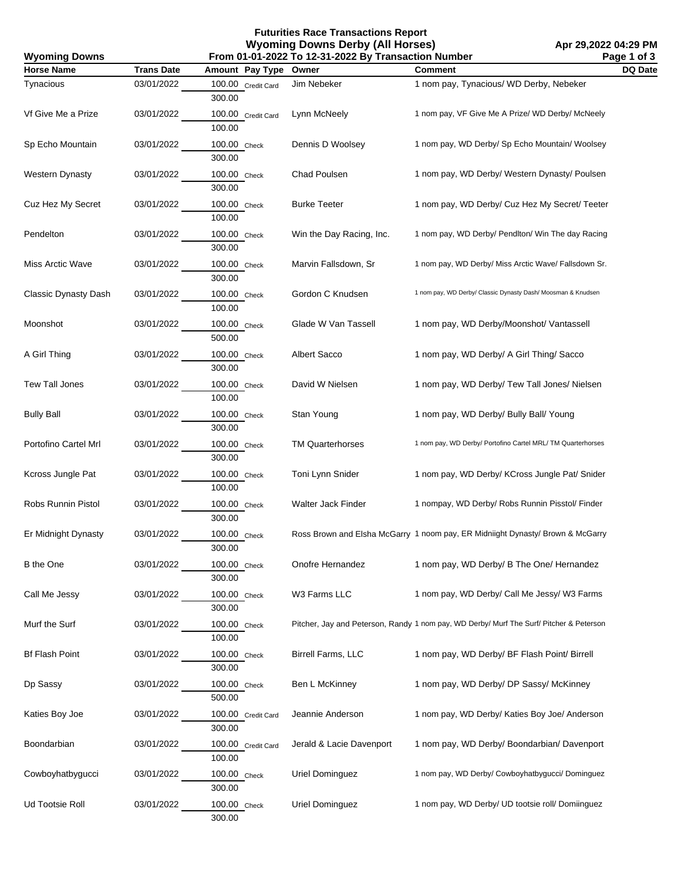# Futurities Race Transactions Report

## Wyoming Downs Derby (All Horses)

**Wyoming Downs** — From 01-01-2022 To 12-31-2022 By Transaction Number — Apr 29,2022 04:29 PM

| Horse Name | Trans Date | Amount | Pay Type | Owner | Comment | DQ Date |
|---|---|---|---|---|---|---|
| Tynacious | 03/01/2022 | 100.00 | Credit Card | Jim Nebeker | 1 nom pay, Tynacious/ WD Derby, Nebeker | |
| | | 300.00 | | | | |
| Vf Give Me a Prize | 03/01/2022 | 100.00 | Credit Card | Lynn McNeely | 1 nom pay, VF Give Me A Prize/ WD Derby/ McNeely | |
| | | 100.00 | | | | |
| Sp Echo Mountain | 03/01/2022 | 100.00 | Check | Dennis D Woolsey | 1 nom pay, WD Derby/ Sp Echo Mountain/ Woolsey | |
| | | 300.00 | | | | |
| Western Dynasty | 03/01/2022 | 100.00 | Check | Chad Poulsen | 1 nom pay, WD Derby/ Western Dynasty/ Poulsen | |
| | | 300.00 | | | | |
| Cuz Hez My Secret | 03/01/2022 | 100.00 | Check | Burke Teeter | 1 nom pay, WD Derby/ Cuz Hez My Secret/ Teeter | |
| | | 100.00 | | | | |
| Pendelton | 03/01/2022 | 100.00 | Check | Win the Day Racing, Inc. | 1 nom pay, WD Derby/ Pendlton/ Win The day Racing | |
| | | 300.00 | | | | |
| Miss Arctic Wave | 03/01/2022 | 100.00 | Check | Marvin Fallsdown, Sr | 1 nom pay, WD Derby/ Miss Arctic Wave/ Fallsdown Sr. | |
| | | 300.00 | | | | |
| Classic Dynasty Dash | 03/01/2022 | 100.00 | Check | Gordon C Knudsen | 1 nom pay, WD Derby/ Classic Dynasty Dash/ Moosman & Knudsen | |
| | | 100.00 | | | | |
| Moonshot | 03/01/2022 | 100.00 | Check | Glade W Van Tassell | 1 nom pay, WD Derby/Moonshot/ Vantassell | |
| | | 500.00 | | | | |
| A Girl Thing | 03/01/2022 | 100.00 | Check | Albert Sacco | 1 nom pay, WD Derby/ A Girl Thing/ Sacco | |
| | | 300.00 | | | | |
| Tew Tall Jones | 03/01/2022 | 100.00 | Check | David W Nielsen | 1 nom pay, WD Derby/ Tew Tall Jones/ Nielsen | |
| | | 100.00 | | | | |
| Bully Ball | 03/01/2022 | 100.00 | Check | Stan Young | 1 nom pay, WD Derby/ Bully Ball/ Young | |
| | | 300.00 | | | | |
| Portofino Cartel Mrl | 03/01/2022 | 100.00 | Check | TM Quarterhorses | 1 nom pay, WD Derby/ Portofino Cartel MRL/ TM Quarterhorses | |
| | | 300.00 | | | | |
| Kcross Jungle Pat | 03/01/2022 | 100.00 | Check | Toni Lynn Snider | 1 nom pay, WD Derby/ KCross Jungle Pat/ Snider | |
| | | 100.00 | | | | |
| Robs Runnin Pistol | 03/01/2022 | 100.00 | Check | Walter Jack Finder | 1 nompay, WD Derby/ Robs Runnin Pisstol/ Finder | |
| | | 300.00 | | | | |
| Er Midnight Dynasty | 03/01/2022 | 100.00 | Check | Ross Brown and Elsha McGarry | 1 noom pay, ER Midniight Dynasty/ Brown & McGarry | |
| | | 300.00 | | | | |
| B the One | 03/01/2022 | 100.00 | Check | Onofre Hernandez | 1 nom pay, WD Derby/ B The One/ Hernandez | |
| | | 300.00 | | | | |
| Call Me Jessy | 03/01/2022 | 100.00 | Check | W3 Farms LLC | 1 nom pay, WD Derby/ Call Me Jessy/ W3 Farms | |
| | | 300.00 | | | | |
| Murf the Surf | 03/01/2022 | 100.00 | Check | Pitcher, Jay and Peterson, Randy | 1 nom pay, WD Derby/ Murf The Surf/ Pitcher & Peterson | |
| | | 100.00 | | | | |
| Bf Flash Point | 03/01/2022 | 100.00 | Check | Birrell Farms, LLC | 1 nom pay, WD Derby/ BF Flash Point/ Birrell | |
| | | 300.00 | | | | |
| Dp Sassy | 03/01/2022 | 100.00 | Check | Ben L McKinney | 1 nom pay, WD Derby/ DP Sassy/ McKinney | |
| | | 500.00 | | | | |
| Katies Boy Joe | 03/01/2022 | 100.00 | Credit Card | Jeannie Anderson | 1 nom pay, WD Derby/ Katies Boy Joe/ Anderson | |
| | | 300.00 | | | | |
| Boondarbian | 03/01/2022 | 100.00 | Credit Card | Jerald & Lacie Davenport | 1 nom pay, WD Derby/ Boondarbian/ Davenport | |
| | | 100.00 | | | | |
| Cowboyhatbygucci | 03/01/2022 | 100.00 | Check | Uriel Dominguez | 1 nom pay, WD Derby/ Cowboyhatbygucci/ Dominguez | |
| | | 300.00 | | | | |
| Ud Tootsie Roll | 03/01/2022 | 100.00 | Check | Uriel Dominguez | 1 nom pay, WD Derby/ UD tootsie roll/ Domiinguez | |
| | | 300.00 | | | | |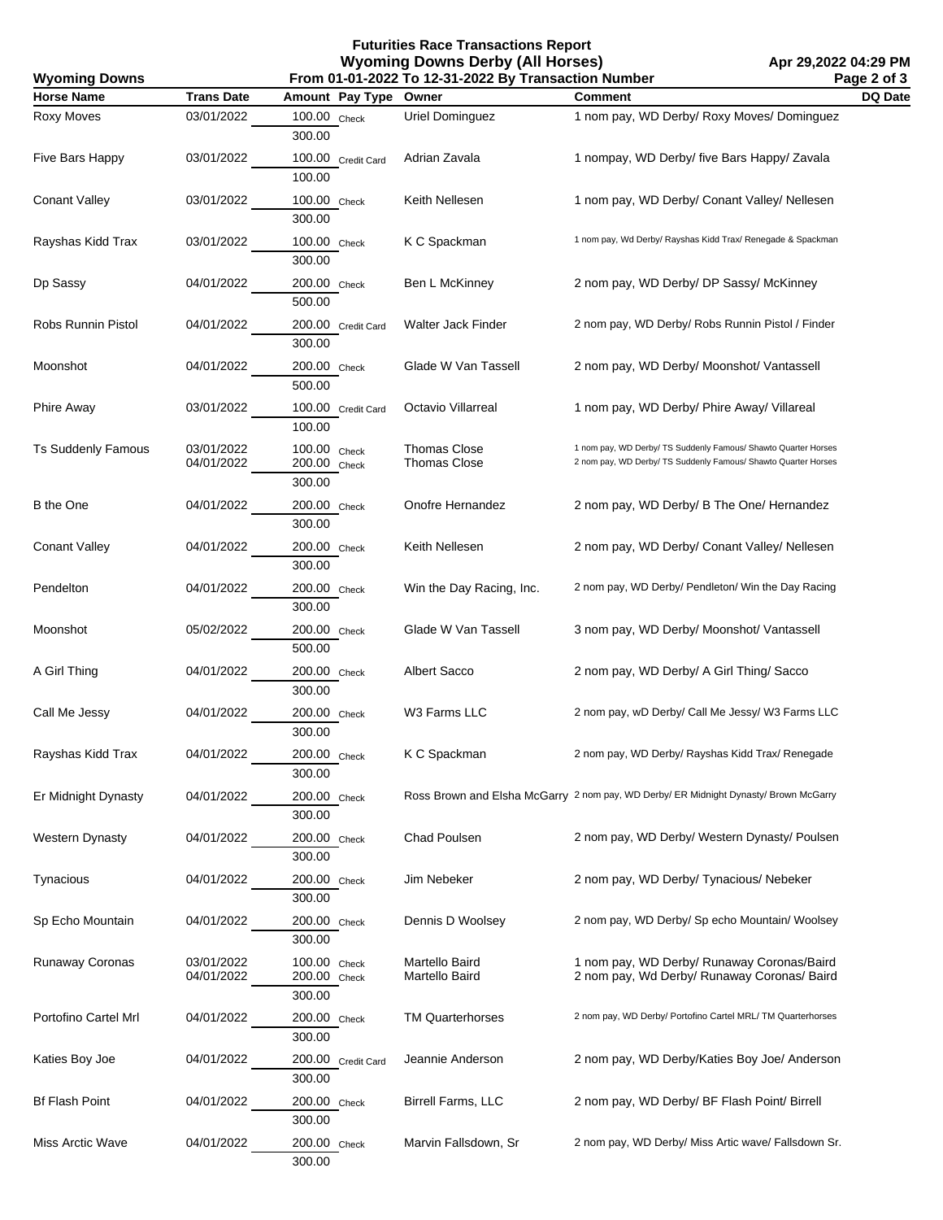# Futurities Race Transactions Report

## Wyoming Downs Derby (All Horses)

**Wyoming Downs** — From 01-01-2022 To 12-31-2022 By Transaction Number — Apr 29,2022 04:29 PM

| Horse Name | Trans Date | Amount | Pay Type | Owner | Comment | DQ Date |
|---|---|---|---|---|---|---|
| Roxy Moves | 03/01/2022 | 100.00 | Check | Uriel Dominguez | 1 nom pay, WD Derby/ Roxy Moves/ Dominguez | |
| | | 300.00 | | | | |
| Five Bars Happy | 03/01/2022 | 100.00 | Credit Card | Adrian Zavala | 1 nompay, WD Derby/ five Bars Happy/ Zavala | |
| | | 100.00 | | | | |
| Conant Valley | 03/01/2022 | 100.00 | Check | Keith Nellesen | 1 nom pay, WD Derby/ Conant Valley/ Nellesen | |
| | | 300.00 | | | | |
| Rayshas Kidd Trax | 03/01/2022 | 100.00 | Check | K C Spackman | 1 nom pay, Wd Derby/ Rayshas Kidd Trax/ Renegade & Spackman | |
| | | 300.00 | | | | |
| Dp Sassy | 04/01/2022 | 200.00 | Check | Ben L McKinney | 2 nom pay, WD Derby/ DP Sassy/ McKinney | |
| | | 500.00 | | | | |
| Robs Runnin Pistol | 04/01/2022 | 200.00 | Credit Card | Walter Jack Finder | 2 nom pay, WD Derby/ Robs Runnin Pistol / Finder | |
| | | 300.00 | | | | |
| Moonshot | 04/01/2022 | 200.00 | Check | Glade W Van Tassell | 2 nom pay, WD Derby/ Moonshot/ Vantassell | |
| | | 500.00 | | | | |
| Phire Away | 03/01/2022 | 100.00 | Credit Card | Octavio Villarreal | 1 nom pay, WD Derby/ Phire Away/ Villareal | |
| | | 100.00 | | | | |
| Ts Suddenly Famous | 03/01/2022 | 100.00 | Check | Thomas Close | 1 nom pay, WD Derby/ TS Suddenly Famous/ Shawto Quarter Horses | |
| | 04/01/2022 | 200.00 | Check | Thomas Close | 2 nom pay, WD Derby/ TS Suddenly Famous/ Shawto Quarter Horses | |
| | | 300.00 | | | | |
| B the One | 04/01/2022 | 200.00 | Check | Onofre Hernandez | 2 nom pay, WD Derby/ B The One/ Hernandez | |
| | | 300.00 | | | | |
| Conant Valley | 04/01/2022 | 200.00 | Check | Keith Nellesen | 2 nom pay, WD Derby/ Conant Valley/ Nellesen | |
| | | 300.00 | | | | |
| Pendelton | 04/01/2022 | 200.00 | Check | Win the Day Racing, Inc. | 2 nom pay, WD Derby/ Pendleton/ Win the Day Racing | |
| | | 300.00 | | | | |
| Moonshot | 05/02/2022 | 200.00 | Check | Glade W Van Tassell | 3 nom pay, WD Derby/ Moonshot/ Vantassell | |
| | | 500.00 | | | | |
| A Girl Thing | 04/01/2022 | 200.00 | Check | Albert Sacco | 2 nom pay, WD Derby/ A Girl Thing/ Sacco | |
| | | 300.00 | | | | |
| Call Me Jessy | 04/01/2022 | 200.00 | Check | W3 Farms LLC | 2 nom pay, wD Derby/ Call Me Jessy/ W3 Farms LLC | |
| | | 300.00 | | | | |
| Rayshas Kidd Trax | 04/01/2022 | 200.00 | Check | K C Spackman | 2 nom pay, WD Derby/ Rayshas Kidd Trax/ Renegade | |
| | | 300.00 | | | | |
| Er Midnight Dynasty | 04/01/2022 | 200.00 | Check | Ross Brown and Elsha McGarry | 2 nom pay, WD Derby/ ER Midnight Dynasty/ Brown McGarry | |
| | | 300.00 | | | | |
| Western Dynasty | 04/01/2022 | 200.00 | Check | Chad Poulsen | 2 nom pay, WD Derby/ Western Dynasty/ Poulsen | |
| | | 300.00 | | | | |
| Tynacious | 04/01/2022 | 200.00 | Check | Jim Nebeker | 2 nom pay, WD Derby/ Tynacious/ Nebeker | |
| | | 300.00 | | | | |
| Sp Echo Mountain | 04/01/2022 | 200.00 | Check | Dennis D Woolsey | 2 nom pay, WD Derby/ Sp echo Mountain/ Woolsey | |
| | | 300.00 | | | | |
| Runaway Coronas | 03/01/2022 | 100.00 | Check | Martello Baird | 1 nom pay, WD Derby/ Runaway Coronas/Baird | |
| | 04/01/2022 | 200.00 | Check | Martello Baird | 2 nom pay, Wd Derby/ Runaway Coronas/ Baird | |
| | | 300.00 | | | | |
| Portofino Cartel Mrl | 04/01/2022 | 200.00 | Check | TM Quarterhorses | 2 nom pay, WD Derby/ Portofino Cartel MRL/ TM Quarterhorses | |
| | | 300.00 | | | | |
| Katies Boy Joe | 04/01/2022 | 200.00 | Credit Card | Jeannie Anderson | 2 nom pay, WD Derby/Katies Boy Joe/ Anderson | |
| | | 300.00 | | | | |
| Bf Flash Point | 04/01/2022 | 200.00 | Check | Birrell Farms, LLC | 2 nom pay, WD Derby/ BF Flash Point/ Birrell | |
| | | 300.00 | | | | |
| Miss Arctic Wave | 04/01/2022 | 200.00 | Check | Marvin Fallsdown, Sr | 2 nom pay, WD Derby/ Miss Artic wave/ Fallsdown Sr. | |
| | | 300.00 | | | | |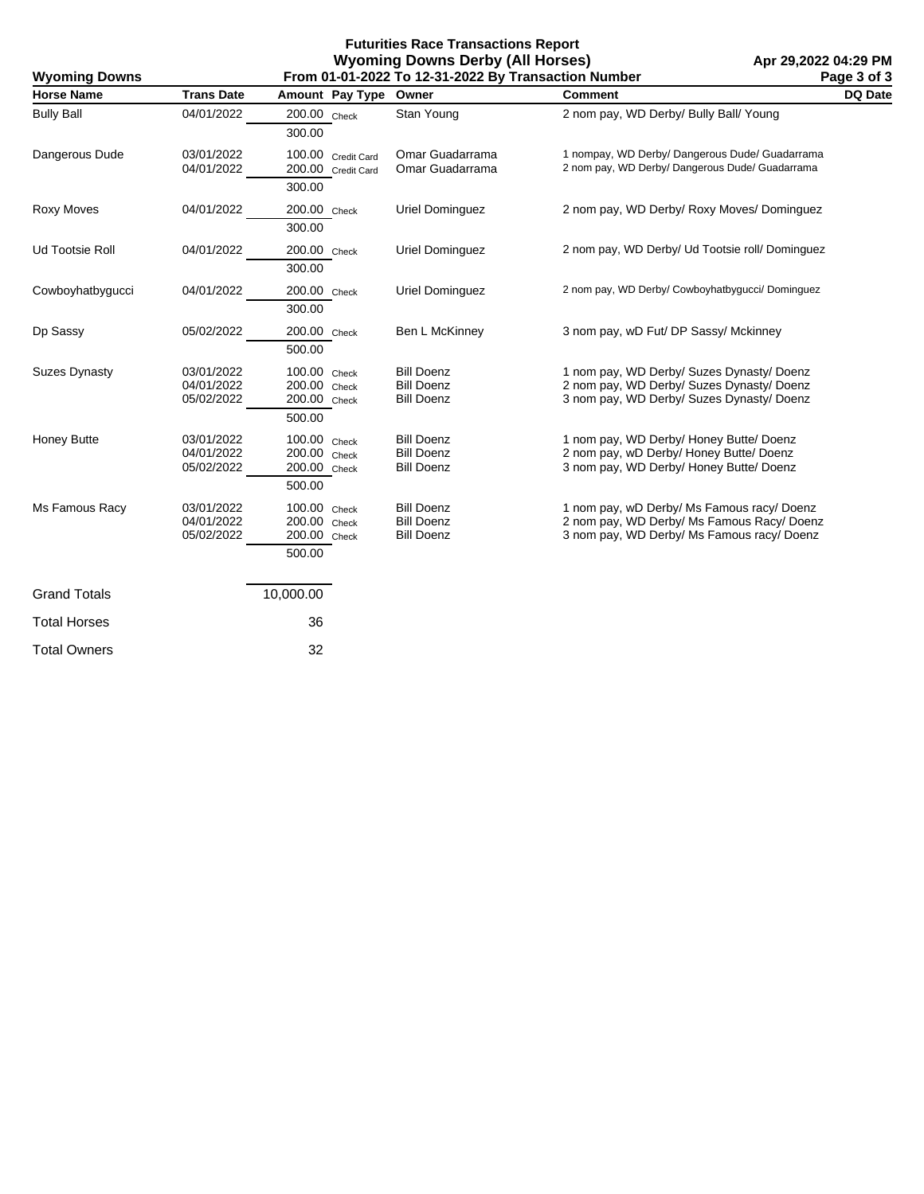# Futurities Race Transactions Report

## Wyoming Downs Derby (All Horses)

**Wyoming Downs** — From 01-01-2022 To 12-31-2022 By Transaction Number — Apr 29,2022 04:29 PM

| Horse Name | Trans Date | Amount | Pay Type | Owner | Comment | DQ Date |
|---|---|---|---|---|---|---|
| Bully Ball | 04/01/2022 | 200.00 | Check | Stan Young | 2 nom pay, WD Derby/ Bully Ball/ Young | |
| | | 300.00 | | | | |
| Dangerous Dude | 03/01/2022 | 100.00 | Credit Card | Omar Guadarrama | 1 nompay, WD Derby/ Dangerous Dude/ Guadarrama | |
| | 04/01/2022 | 200.00 | Credit Card | Omar Guadarrama | 2 nom pay, WD Derby/ Dangerous Dude/ Guadarrama | |
| | | 300.00 | | | | |
| Roxy Moves | 04/01/2022 | 200.00 | Check | Uriel Dominguez | 2 nom pay, WD Derby/ Roxy Moves/ Dominguez | |
| | | 300.00 | | | | |
| Ud Tootsie Roll | 04/01/2022 | 200.00 | Check | Uriel Dominguez | 2 nom pay, WD Derby/ Ud Tootsie roll/ Dominguez | |
| | | 300.00 | | | | |
| Cowboyhatbygucci | 04/01/2022 | 200.00 | Check | Uriel Dominguez | 2 nom pay, WD Derby/ Cowboyhatbygucci/ Dominguez | |
| | | 300.00 | | | | |
| Dp Sassy | 05/02/2022 | 200.00 | Check | Ben L McKinney | 3 nom pay, wD Fut/ DP Sassy/ Mckinney | |
| | | 500.00 | | | | |
| Suzes Dynasty | 03/01/2022 | 100.00 | Check | Bill Doenz | 1 nom pay, WD Derby/ Suzes Dynasty/ Doenz | |
| | 04/01/2022 | 200.00 | Check | Bill Doenz | 2 nom pay, WD Derby/ Suzes Dynasty/ Doenz | |
| | 05/02/2022 | 200.00 | Check | Bill Doenz | 3 nom pay, WD Derby/ Suzes Dynasty/ Doenz | |
| | | 500.00 | | | | |
| Honey Butte | 03/01/2022 | 100.00 | Check | Bill Doenz | 1 nom pay, WD Derby/ Honey Butte/ Doenz | |
| | 04/01/2022 | 200.00 | Check | Bill Doenz | 2 nom pay, wD Derby/ Honey Butte/ Doenz | |
| | 05/02/2022 | 200.00 | Check | Bill Doenz | 3 nom pay, WD Derby/ Honey Butte/ Doenz | |
| | | 500.00 | | | | |
| Ms Famous Racy | 03/01/2022 | 100.00 | Check | Bill Doenz | 1 nom pay, wD Derby/ Ms Famous racy/ Doenz | |
| | 04/01/2022 | 200.00 | Check | Bill Doenz | 2 nom pay, WD Derby/ Ms Famous Racy/ Doenz | |
| | 05/02/2022 | 200.00 | Check | Bill Doenz | 3 nom pay, WD Derby/ Ms Famous racy/ Doenz | |
| | | 500.00 | | | | |

| | |
|---|---|
| Grand Totals | 10,000.00 |
| Total Horses | 36 |
| Total Owners | 32 |